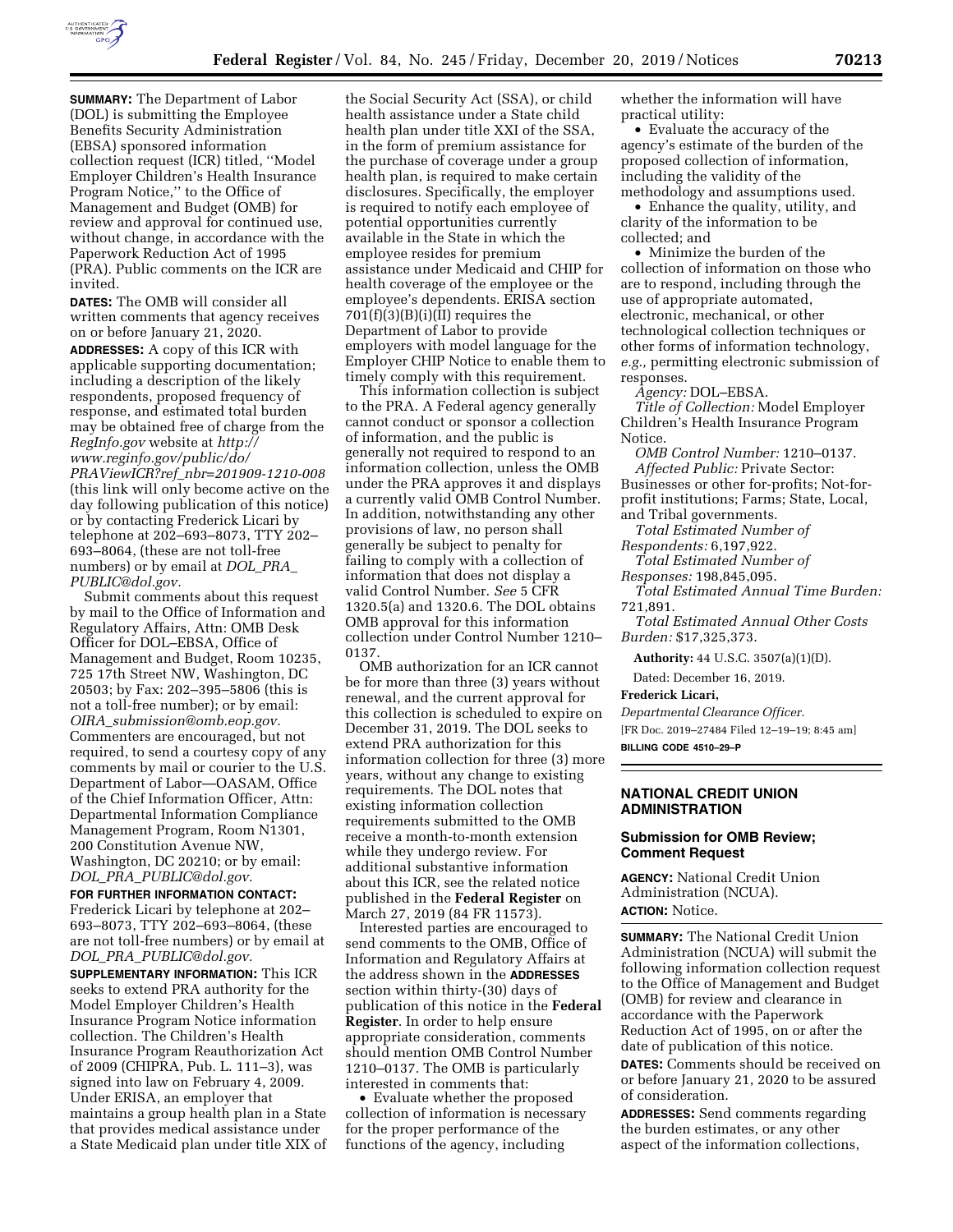**SUMMARY:** The Department of Labor (DOL) is submitting the Employee Benefits Security Administration (EBSA) sponsored information collection request (ICR) titled, ''Model Employer Children's Health Insurance Program Notice,'' to the Office of Management and Budget (OMB) for review and approval for continued use, without change, in accordance with the Paperwork Reduction Act of 1995 (PRA). Public comments on the ICR are invited.

**DATES:** The OMB will consider all written comments that agency receives on or before January 21, 2020.

**ADDRESSES:** A copy of this ICR with applicable supporting documentation; including a description of the likely respondents, proposed frequency of response, and estimated total burden may be obtained free of charge from the *RegInfo.gov* website at *http://www.reginfo.gov/public/do/PRAViewICR?ref_nbr=201909-1210-008* (this link will only become active on the day following publication of this notice) or by contacting Frederick Licari by telephone at 202–693–8073, TTY 202–693–8064, (these are not toll-free numbers) or by email at *DOL_PRA_PUBLIC@dol.gov.*

Submit comments about this request by mail to the Office of Information and Regulatory Affairs, Attn: OMB Desk Officer for DOL–EBSA, Office of Management and Budget, Room 10235, 725 17th Street NW, Washington, DC 20503; by Fax: 202–395–5806 (this is not a toll-free number); or by email: *OIRA_submission@omb.eop.gov.* Commenters are encouraged, but not required, to send a courtesy copy of any comments by mail or courier to the U.S. Department of Labor—OASAM, Office of the Chief Information Officer, Attn: Departmental Information Compliance Management Program, Room N1301, 200 Constitution Avenue NW, Washington, DC 20210; or by email: *DOL_PRA_PUBLIC@dol.gov.*

**FOR FURTHER INFORMATION CONTACT:** Frederick Licari by telephone at 202–693–8073, TTY 202–693–8064, (these are not toll-free numbers) or by email at *DOL_PRA_PUBLIC@dol.gov.*

**SUPPLEMENTARY INFORMATION:** This ICR seeks to extend PRA authority for the Model Employer Children's Health Insurance Program Notice information collection. The Children's Health Insurance Program Reauthorization Act of 2009 (CHIPRA, Pub. L. 111–3), was signed into law on February 4, 2009. Under ERISA, an employer that maintains a group health plan in a State that provides medical assistance under a State Medicaid plan under title XIX of the Social Security Act (SSA), or child health assistance under a State child health plan under title XXI of the SSA, in the form of premium assistance for the purchase of coverage under a group health plan, is required to make certain disclosures. Specifically, the employer is required to notify each employee of potential opportunities currently available in the State in which the employee resides for premium assistance under Medicaid and CHIP for health coverage of the employee or the employee's dependents. ERISA section 701(f)(3)(B)(i)(II) requires the Department of Labor to provide employers with model language for the Employer CHIP Notice to enable them to timely comply with this requirement.

This information collection is subject to the PRA. A Federal agency generally cannot conduct or sponsor a collection of information, and the public is generally not required to respond to an information collection, unless the OMB under the PRA approves it and displays a currently valid OMB Control Number. In addition, notwithstanding any other provisions of law, no person shall generally be subject to penalty for failing to comply with a collection of information that does not display a valid Control Number. *See* 5 CFR 1320.5(a) and 1320.6. The DOL obtains OMB approval for this information collection under Control Number 1210–0137.

OMB authorization for an ICR cannot be for more than three (3) years without renewal, and the current approval for this collection is scheduled to expire on December 31, 2019. The DOL seeks to extend PRA authorization for this information collection for three (3) more years, without any change to existing requirements. The DOL notes that existing information collection requirements submitted to the OMB receive a month-to-month extension while they undergo review. For additional substantive information about this ICR, see the related notice published in the **Federal Register** on March 27, 2019 (84 FR 11573).

Interested parties are encouraged to send comments to the OMB, Office of Information and Regulatory Affairs at the address shown in the **ADDRESSES** section within thirty-(30) days of publication of this notice in the **Federal Register**. In order to help ensure appropriate consideration, comments should mention OMB Control Number 1210–0137. The OMB is particularly interested in comments that:

- Evaluate whether the proposed collection of information is necessary for the proper performance of the functions of the agency, including whether the information will have practical utility:
- Evaluate the accuracy of the agency's estimate of the burden of the proposed collection of information, including the validity of the methodology and assumptions used.
- Enhance the quality, utility, and clarity of the information to be collected; and
- Minimize the burden of the collection of information on those who are to respond, including through the use of appropriate automated, electronic, mechanical, or other technological collection techniques or other forms of information technology, *e.g.,* permitting electronic submission of responses.

*Agency:* DOL–EBSA.

*Title of Collection:* Model Employer Children's Health Insurance Program Notice.

*OMB Control Number:* 1210–0137.

*Affected Public:* Private Sector: Businesses or other for-profits; Not-for-profit institutions; Farms; State, Local, and Tribal governments.

*Total Estimated Number of Respondents:* 6,197,922.

*Total Estimated Number of Responses:* 198,845,095.

*Total Estimated Annual Time Burden:* 721,891.

*Total Estimated Annual Other Costs Burden:* $17,325,373.

**Authority:** 44 U.S.C. 3507(a)(1)(D).

Dated: December 16, 2019.

**Frederick Licari,**

*Departmental Clearance Officer.*

[FR Doc. 2019–27484 Filed 12–19–19; 8:45 am]

**BILLING CODE 4510–29–P**

## NATIONAL CREDIT UNION ADMINISTRATION

### Submission for OMB Review; Comment Request

**AGENCY:** National Credit Union Administration (NCUA).

**ACTION:** Notice.

**SUMMARY:** The National Credit Union Administration (NCUA) will submit the following information collection request to the Office of Management and Budget (OMB) for review and clearance in accordance with the Paperwork Reduction Act of 1995, on or after the date of publication of this notice.

**DATES:** Comments should be received on or before January 21, 2020 to be assured of consideration.

**ADDRESSES:** Send comments regarding the burden estimates, or any other aspect of the information collections,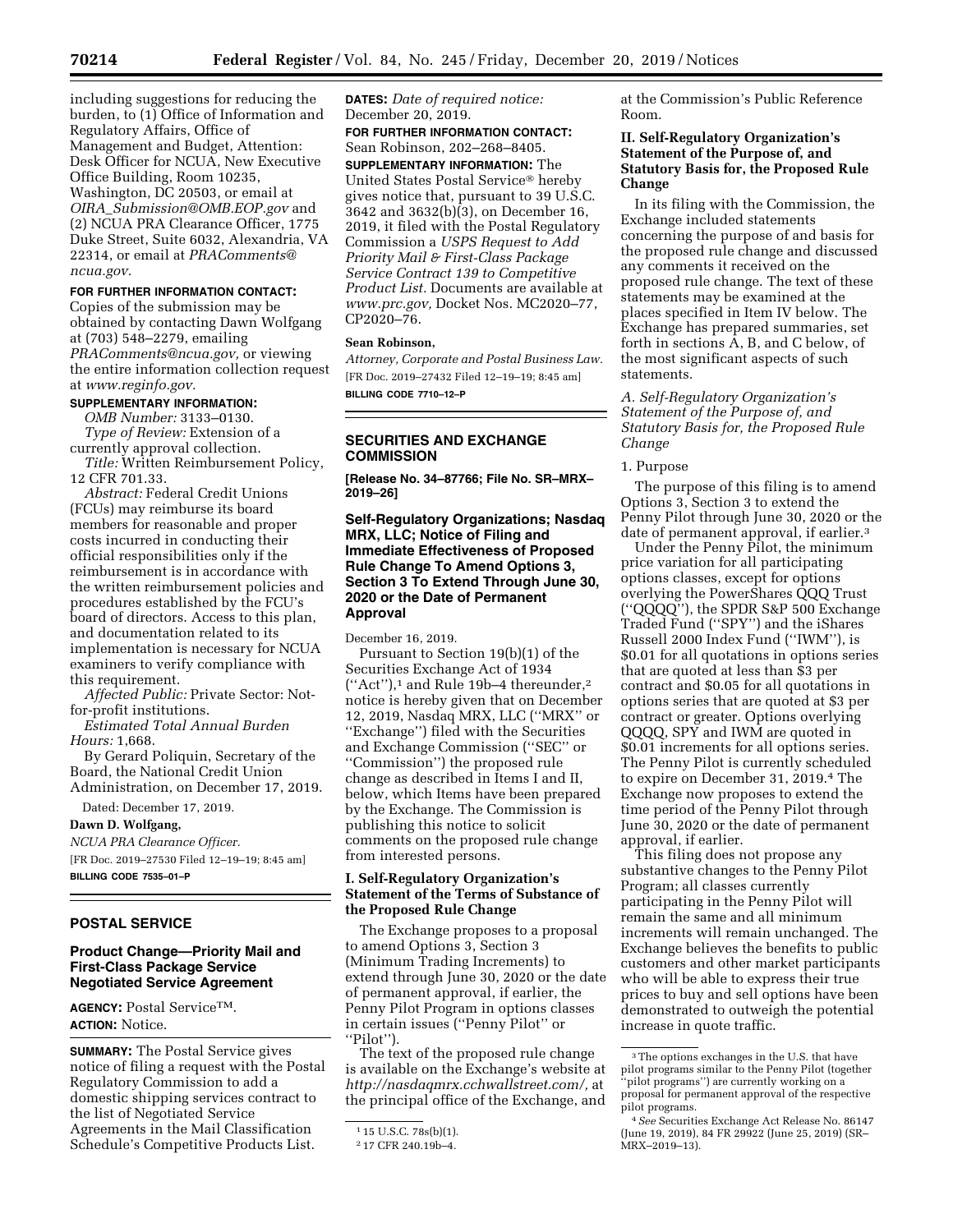including suggestions for reducing the burden, to (1) Office of Information and Regulatory Affairs, Office of Management and Budget, Attention: Desk Officer for NCUA, New Executive Office Building, Room 10235, Washington, DC 20503, or email at *OIRA_Submission@OMB.EOP.gov* and (2) NCUA PRA Clearance Officer, 1775 Duke Street, Suite 6032, Alexandria, VA 22314, or email at *PRAComments@ncua.gov.*

**FOR FURTHER INFORMATION CONTACT:** Copies of the submission may be obtained by contacting Dawn Wolfgang at (703) 548–2279, emailing *PRAComments@ncua.gov,* or viewing the entire information collection request at *www.reginfo.gov.*

**SUPPLEMENTARY INFORMATION:**

*OMB Number:* 3133–0130.

*Type of Review:* Extension of a currently approval collection.

*Title:* Written Reimbursement Policy, 12 CFR 701.33.

*Abstract:* Federal Credit Unions (FCUs) may reimburse its board members for reasonable and proper costs incurred in conducting their official responsibilities only if the reimbursement is in accordance with the written reimbursement policies and procedures established by the FCU's board of directors. Access to this plan, and documentation related to its implementation is necessary for NCUA examiners to verify compliance with this requirement.

*Affected Public:* Private Sector: Not-for-profit institutions.

*Estimated Total Annual Burden Hours:* 1,668.

By Gerard Poliquin, Secretary of the Board, the National Credit Union Administration, on December 17, 2019.

Dated: December 17, 2019.

**Dawn D. Wolfgang,**

*NCUA PRA Clearance Officer.*

[FR Doc. 2019–27530 Filed 12–19–19; 8:45 am]

**BILLING CODE 7535–01–P**

## POSTAL SERVICE

### Product Change—Priority Mail and First-Class Package Service Negotiated Service Agreement

**AGENCY:** Postal Service™.

**ACTION:** Notice.

**SUMMARY:** The Postal Service gives notice of filing a request with the Postal Regulatory Commission to add a domestic shipping services contract to the list of Negotiated Service Agreements in the Mail Classification Schedule's Competitive Products List.

**DATES:** *Date of required notice:* December 20, 2019.

**FOR FURTHER INFORMATION CONTACT:** Sean Robinson, 202–268–8405.

**SUPPLEMENTARY INFORMATION:** The United States Postal Service® hereby gives notice that, pursuant to 39 U.S.C. 3642 and 3632(b)(3), on December 16, 2019, it filed with the Postal Regulatory Commission a *USPS Request to Add Priority Mail & First-Class Package Service Contract 139 to Competitive Product List.* Documents are available at *www.prc.gov,* Docket Nos. MC2020–77, CP2020–76.

**Sean Robinson,**

*Attorney, Corporate and Postal Business Law.*

[FR Doc. 2019–27432 Filed 12–19–19; 8:45 am]

**BILLING CODE 7710–12–P**

## SECURITIES AND EXCHANGE COMMISSION

**[Release No. 34–87766; File No. SR–MRX–2019–26]**

### Self-Regulatory Organizations; Nasdaq MRX, LLC; Notice of Filing and Immediate Effectiveness of Proposed Rule Change To Amend Options 3, Section 3 To Extend Through June 30, 2020 or the Date of Permanent Approval

December 16, 2019.

Pursuant to Section 19(b)(1) of the Securities Exchange Act of 1934 (''Act''),[1] and Rule 19b–4 thereunder,[2] notice is hereby given that on December 12, 2019, Nasdaq MRX, LLC (''MRX'' or ''Exchange'') filed with the Securities and Exchange Commission (''SEC'' or ''Commission'') the proposed rule change as described in Items I and II, below, which Items have been prepared by the Exchange. The Commission is publishing this notice to solicit comments on the proposed rule change from interested persons.

#### I. Self-Regulatory Organization's Statement of the Terms of Substance of the Proposed Rule Change

The Exchange proposes to a proposal to amend Options 3, Section 3 (Minimum Trading Increments) to extend through June 30, 2020 or the date of permanent approval, if earlier, the Penny Pilot Program in options classes in certain issues (''Penny Pilot'' or ''Pilot'').

The text of the proposed rule change is available on the Exchange's website at *http://nasdaqmrx.cchwallstreet.com/,* at the principal office of the Exchange, and at the Commission's Public Reference Room.

#### II. Self-Regulatory Organization's Statement of the Purpose of, and Statutory Basis for, the Proposed Rule Change

In its filing with the Commission, the Exchange included statements concerning the purpose of and basis for the proposed rule change and discussed any comments it received on the proposed rule change. The text of these statements may be examined at the places specified in Item IV below. The Exchange has prepared summaries, set forth in sections A, B, and C below, of the most significant aspects of such statements.

*A. Self-Regulatory Organization's Statement of the Purpose of, and Statutory Basis for, the Proposed Rule Change*

1. Purpose

The purpose of this filing is to amend Options 3, Section 3 to extend the Penny Pilot through June 30, 2020 or the date of permanent approval, if earlier.[3]

Under the Penny Pilot, the minimum price variation for all participating options classes, except for options overlying the PowerShares QQQ Trust (''QQQQ''), the SPDR S&P 500 Exchange Traded Fund (''SPY'') and the iShares Russell 2000 Index Fund (''IWM''), is $0.01 for all quotations in options series that are quoted at less than $3 per contract and $0.05 for all quotations in options series that are quoted at $3 per contract or greater. Options overlying QQQQ, SPY and IWM are quoted in $0.01 increments for all options series. The Penny Pilot is currently scheduled to expire on December 31, 2019.[4] The Exchange now proposes to extend the time period of the Penny Pilot through June 30, 2020 or the date of permanent approval, if earlier.

This filing does not propose any substantive changes to the Penny Pilot Program; all classes currently participating in the Penny Pilot will remain the same and all minimum increments will remain unchanged. The Exchange believes the benefits to public customers and other market participants who will be able to express their true prices to buy and sell options have been demonstrated to outweigh the potential increase in quote traffic.

---

[1] 15 U.S.C. 78s(b)(1).

[2] 17 CFR 240.19b–4.

[3] The options exchanges in the U.S. that have pilot programs similar to the Penny Pilot (together ''pilot programs'') are currently working on a proposal for permanent approval of the respective pilot programs.

[4] *See* Securities Exchange Act Release No. 86147 (June 19, 2019), 84 FR 29922 (June 25, 2019) (SR–MRX–2019–13).